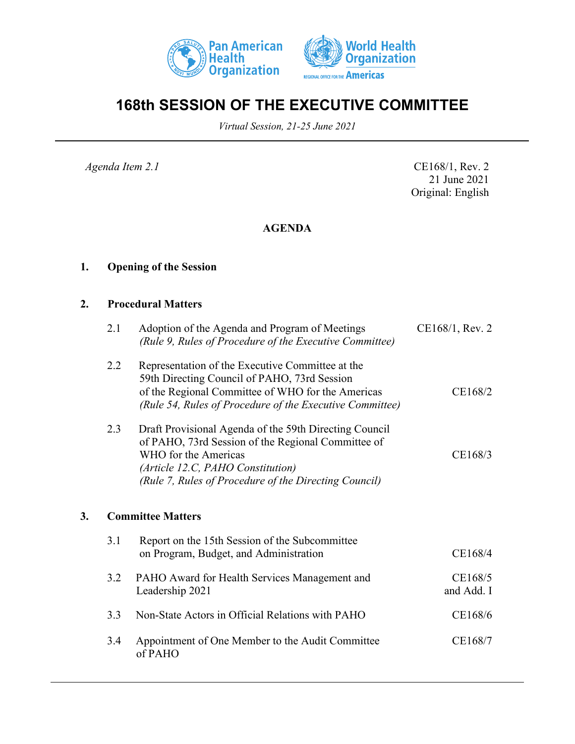# 168th SESSION OF THE EXECUTIVE COMMITTEE

*Virtual Session, 21-25 June 2021*

---

*Agenda Item 2.1*

CE168/1, Rev. 2
21 June 2021
Original: English

## AGENDA

**1. Opening of the Session**

**2. Procedural Matters**

| | | |
|---|---|---|
| 2.1 | Adoption of the Agenda and Program of Meetings *(Rule 9, Rules of Procedure of the Executive Committee)* | CE168/1, Rev. 2 |
| 2.2 | Representation of the Executive Committee at the 59th Directing Council of PAHO, 73rd Session of the Regional Committee of WHO for the Americas *(Rule 54, Rules of Procedure of the Executive Committee)* | CE168/2 |
| 2.3 | Draft Provisional Agenda of the 59th Directing Council of PAHO, 73rd Session of the Regional Committee of WHO for the Americas *(Article 12.C, PAHO Constitution)* *(Rule 7, Rules of Procedure of the Directing Council)* | CE168/3 |

**3. Committee Matters**

| | | |
|---|---|---|
| 3.1 | Report on the 15th Session of the Subcommittee on Program, Budget, and Administration | CE168/4 |
| 3.2 | PAHO Award for Health Services Management and Leadership 2021 | CE168/5 and Add. I |
| 3.3 | Non-State Actors in Official Relations with PAHO | CE168/6 |
| 3.4 | Appointment of One Member to the Audit Committee of PAHO | CE168/7 |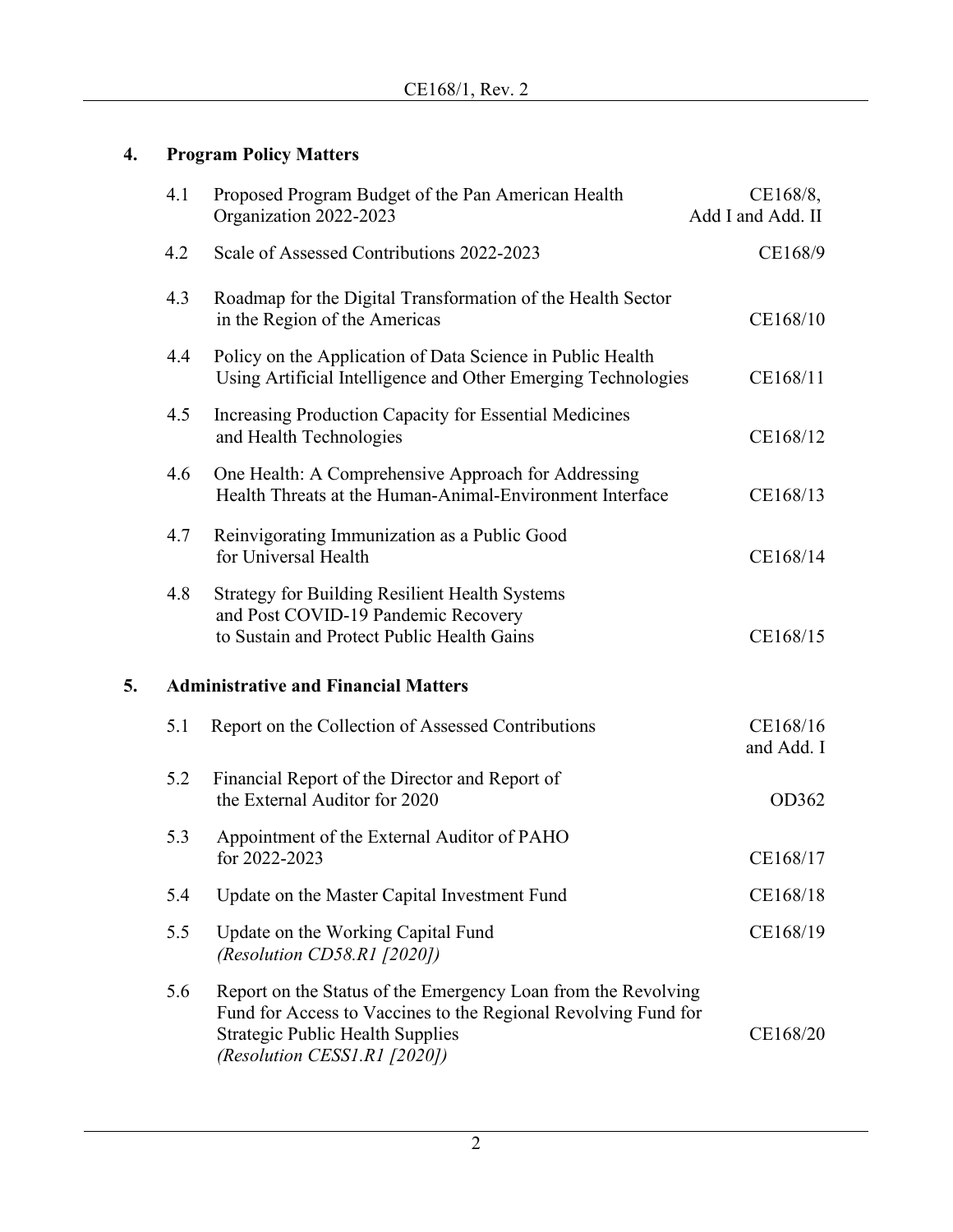## 4. Program Policy Matters

| | | |
|---|---|---|
| 4.1 | Proposed Program Budget of the Pan American Health Organization 2022-2023 | CE168/8, Add I and Add. II |
| 4.2 | Scale of Assessed Contributions 2022-2023 | CE168/9 |
| 4.3 | Roadmap for the Digital Transformation of the Health Sector in the Region of the Americas | CE168/10 |
| 4.4 | Policy on the Application of Data Science in Public Health Using Artificial Intelligence and Other Emerging Technologies | CE168/11 |
| 4.5 | Increasing Production Capacity for Essential Medicines and Health Technologies | CE168/12 |
| 4.6 | One Health: A Comprehensive Approach for Addressing Health Threats at the Human-Animal-Environment Interface | CE168/13 |
| 4.7 | Reinvigorating Immunization as a Public Good for Universal Health | CE168/14 |
| 4.8 | Strategy for Building Resilient Health Systems and Post COVID-19 Pandemic Recovery to Sustain and Protect Public Health Gains | CE168/15 |

## 5. Administrative and Financial Matters

| | | |
|---|---|---|
| 5.1 | Report on the Collection of Assessed Contributions | CE168/16 and Add. I |
| 5.2 | Financial Report of the Director and Report of the External Auditor for 2020 | OD362 |
| 5.3 | Appointment of the External Auditor of PAHO for 2022-2023 | CE168/17 |
| 5.4 | Update on the Master Capital Investment Fund | CE168/18 |
| 5.5 | Update on the Working Capital Fund *(Resolution CD58.R1 [2020])* | CE168/19 |
| 5.6 | Report on the Status of the Emergency Loan from the Revolving Fund for Access to Vaccines to the Regional Revolving Fund for Strategic Public Health Supplies *(Resolution CESS1.R1 [2020])* | CE168/20 |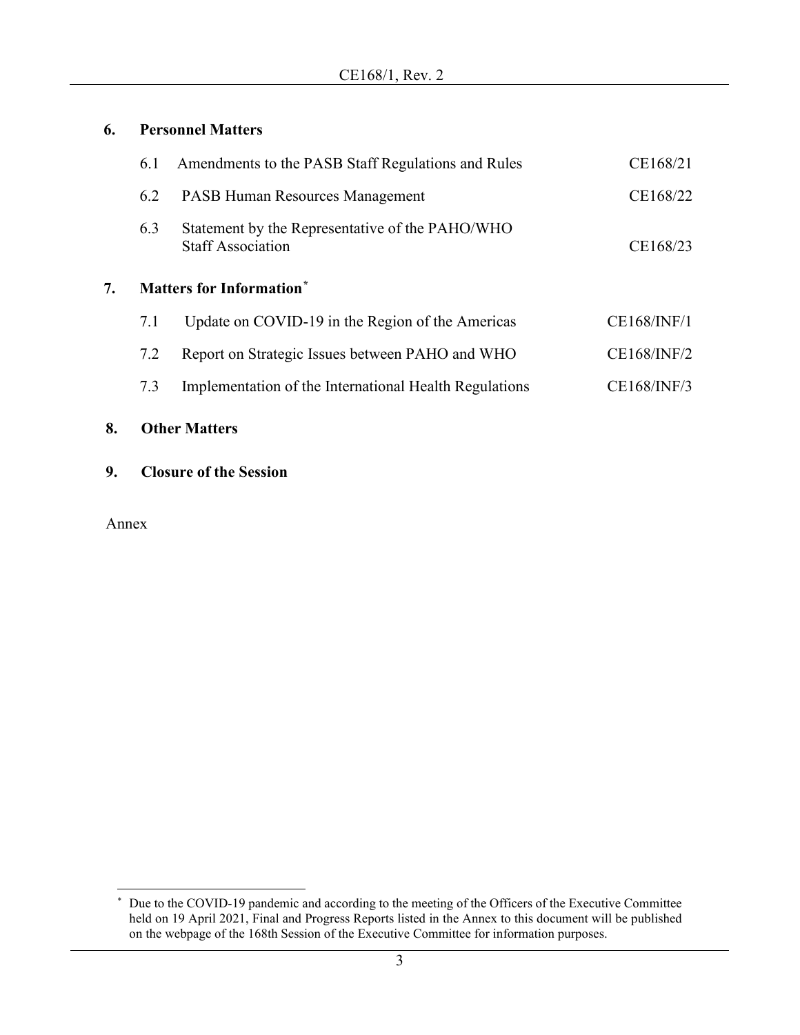## 6. Personnel Matters

| | | |
|---|---|---|
| 6.1 | Amendments to the PASB Staff Regulations and Rules | CE168/21 |
| 6.2 | PASB Human Resources Management | CE168/22 |
| 6.3 | Statement by the Representative of the PAHO/WHO Staff Association | CE168/23 |

## 7. Matters for Information[*]

| | | |
|---|---|---|
| 7.1 | Update on COVID-19 in the Region of the Americas | CE168/INF/1 |
| 7.2 | Report on Strategic Issues between PAHO and WHO | CE168/INF/2 |
| 7.3 | Implementation of the International Health Regulations | CE168/INF/3 |

## 8. Other Matters

## 9. Closure of the Session

Annex

[*] Due to the COVID-19 pandemic and according to the meeting of the Officers of the Executive Committee held on 19 April 2021, Final and Progress Reports listed in the Annex to this document will be published on the webpage of the 168th Session of the Executive Committee for information purposes.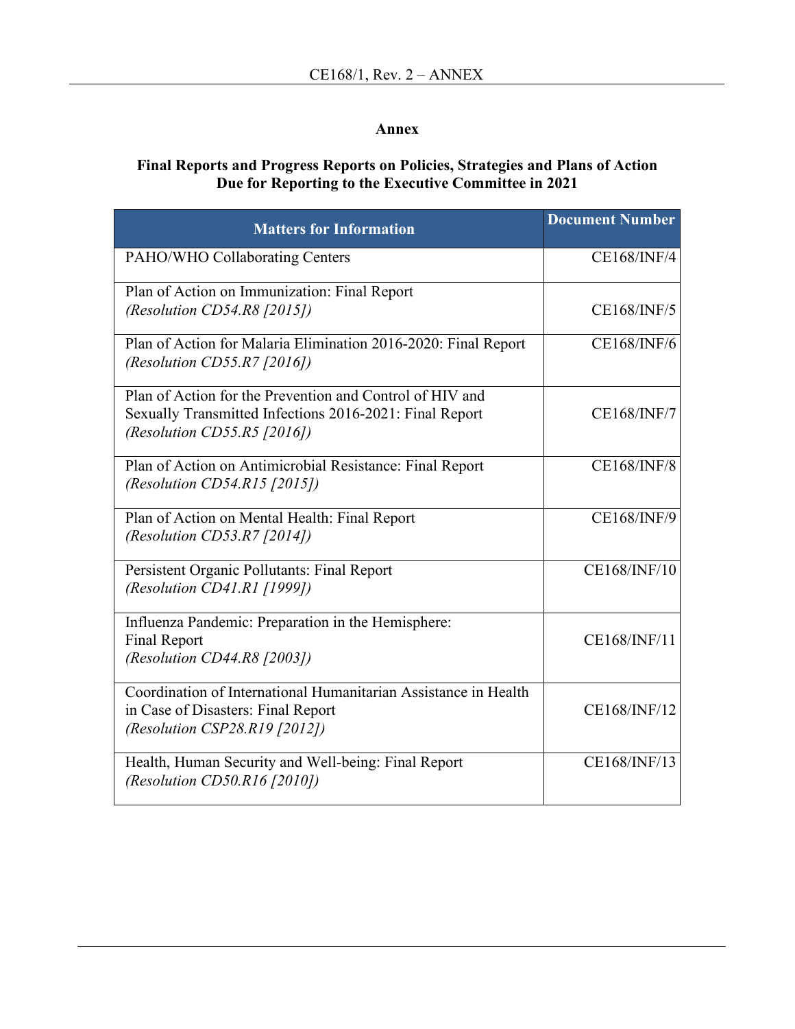## Annex

### Final Reports and Progress Reports on Policies, Strategies and Plans of Action Due for Reporting to the Executive Committee in 2021

| Matters for Information | Document Number |
|---|---|
| PAHO/WHO Collaborating Centers | CE168/INF/4 |
| Plan of Action on Immunization: Final Report *(Resolution CD54.R8 [2015])* | CE168/INF/5 |
| Plan of Action for Malaria Elimination 2016-2020: Final Report *(Resolution CD55.R7 [2016])* | CE168/INF/6 |
| Plan of Action for the Prevention and Control of HIV and Sexually Transmitted Infections 2016-2021: Final Report *(Resolution CD55.R5 [2016])* | CE168/INF/7 |
| Plan of Action on Antimicrobial Resistance: Final Report *(Resolution CD54.R15 [2015])* | CE168/INF/8 |
| Plan of Action on Mental Health: Final Report *(Resolution CD53.R7 [2014])* | CE168/INF/9 |
| Persistent Organic Pollutants: Final Report *(Resolution CD41.R1 [1999])* | CE168/INF/10 |
| Influenza Pandemic: Preparation in the Hemisphere: Final Report *(Resolution CD44.R8 [2003])* | CE168/INF/11 |
| Coordination of International Humanitarian Assistance in Health in Case of Disasters: Final Report *(Resolution CSP28.R19 [2012])* | CE168/INF/12 |
| Health, Human Security and Well-being: Final Report *(Resolution CD50.R16 [2010])* | CE168/INF/13 |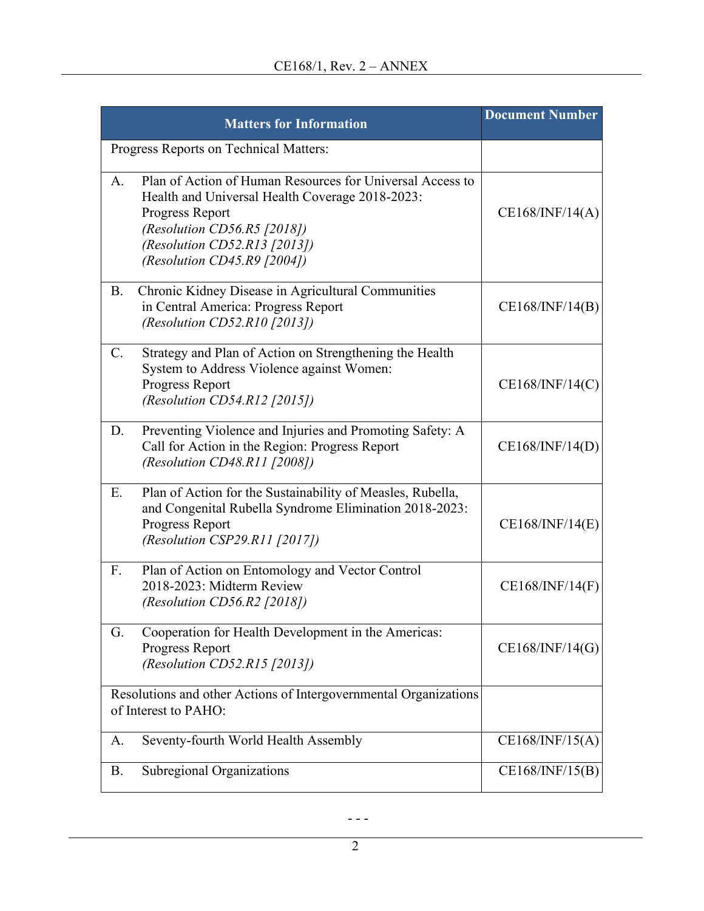| Matters for Information | Document Number |
|---|---|
| Progress Reports on Technical Matters: | |
| A. Plan of Action of Human Resources for Universal Access to Health and Universal Health Coverage 2018-2023: Progress Report *(Resolution CD56.R5 [2018])* *(Resolution CD52.R13 [2013])* *(Resolution CD45.R9 [2004])* | CE168/INF/14(A) |
| B. Chronic Kidney Disease in Agricultural Communities in Central America: Progress Report *(Resolution CD52.R10 [2013])* | CE168/INF/14(B) |
| C. Strategy and Plan of Action on Strengthening the Health System to Address Violence against Women: Progress Report *(Resolution CD54.R12 [2015])* | CE168/INF/14(C) |
| D. Preventing Violence and Injuries and Promoting Safety: A Call for Action in the Region: Progress Report *(Resolution CD48.R11 [2008])* | CE168/INF/14(D) |
| E. Plan of Action for the Sustainability of Measles, Rubella, and Congenital Rubella Syndrome Elimination 2018-2023: Progress Report *(Resolution CSP29.R11 [2017])* | CE168/INF/14(E) |
| F. Plan of Action on Entomology and Vector Control 2018-2023: Midterm Review *(Resolution CD56.R2 [2018])* | CE168/INF/14(F) |
| G. Cooperation for Health Development in the Americas: Progress Report *(Resolution CD52.R15 [2013])* | CE168/INF/14(G) |
| Resolutions and other Actions of Intergovernmental Organizations of Interest to PAHO: | |
| A. Seventy-fourth World Health Assembly | CE168/INF/15(A) |
| B. Subregional Organizations | CE168/INF/15(B) |

- - -